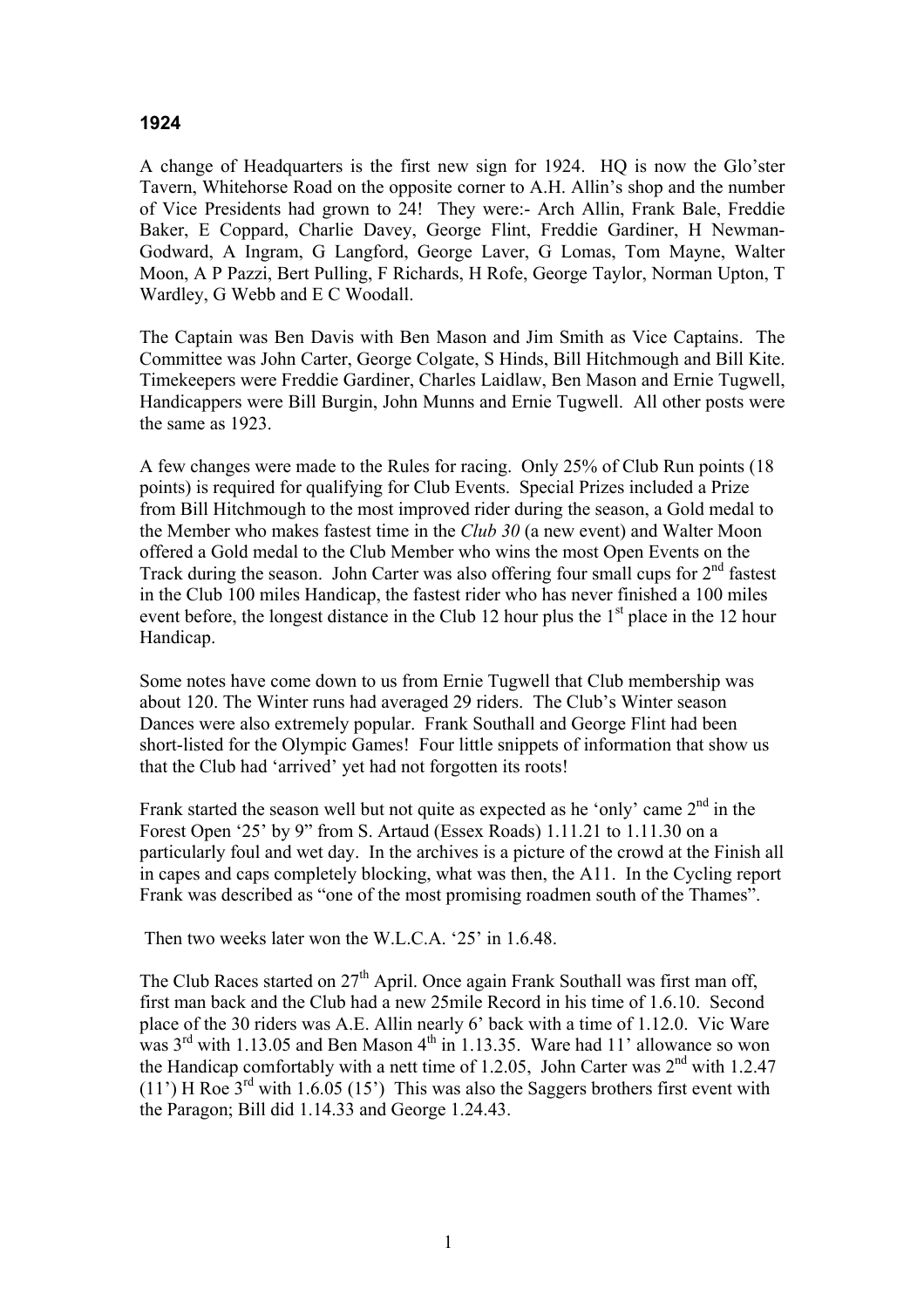### 1924

A change of Headquarters is the first new sign for 1924. HQ is now the Glo'ster Tavern, Whitehorse Road on the opposite corner to A.H. Allin's shop and the number of Vice Presidents had grown to 24! They were:- Arch Allin, Frank Bale, Freddie Baker, E Coppard, Charlie Davey, George Flint, Freddie Gardiner, H Newman-Godward, A Ingram, G Langford, George Laver, G Lomas, Tom Mayne, Walter Moon, A P Pazzi, Bert Pulling, F Richards, H Rofe, George Taylor, Norman Upton, T Wardley, G Webb and E C Woodall.

The Captain was Ben Davis with Ben Mason and Jim Smith as Vice Captains. The Committee was John Carter, George Colgate, S Hinds, Bill Hitchmough and Bill Kite. Timekeepers were Freddie Gardiner, Charles Laidlaw, Ben Mason and Ernie Tugwell, Handicappers were Bill Burgin, John Munns and Ernie Tugwell. All other posts were the same as 1923.

A few changes were made to the Rules for racing. Only 25% of Club Run points (18 points) is required for qualifying for Club Events. Special Prizes included a Prize from Bill Hitchmough to the most improved rider during the season, a Gold medal to the Member who makes fastest time in the *Club 30* (a new event) and Walter Moon offered a Gold medal to the Club Member who wins the most Open Events on the Track during the season. John Carter was also offering four small cups for 2nd fastest in the Club 100 miles Handicap, the fastest rider who has never finished a 100 miles event before, the longest distance in the Club 12 hour plus the 1st place in the 12 hour Handicap.

Some notes have come down to us from Ernie Tugwell that Club membership was about 120. The Winter runs had averaged 29 riders. The Club's Winter season Dances were also extremely popular. Frank Southall and George Flint had been short-listed for the Olympic Games! Four little snippets of information that show us that the Club had 'arrived' yet had not forgotten its roots!

Frank started the season well but not quite as expected as he 'only' came 2nd in the Forest Open '25' by 9" from S. Artaud (Essex Roads) 1.11.21 to 1.11.30 on a particularly foul and wet day. In the archives is a picture of the crowd at the Finish all in capes and caps completely blocking, what was then, the A11. In the Cycling report Frank was described as "one of the most promising roadmen south of the Thames".

Then two weeks later won the W.L.C.A. '25' in 1.6.48.

The Club Races started on 27th April. Once again Frank Southall was first man off, first man back and the Club had a new 25mile Record in his time of 1.6.10. Second place of the 30 riders was A.E. Allin nearly 6' back with a time of 1.12.0. Vic Ware was 3rd with 1.13.05 and Ben Mason 4th in 1.13.35. Ware had 11' allowance so won the Handicap comfortably with a nett time of 1.2.05, John Carter was 2nd with 1.2.47 (11') H Roe 3rd with 1.6.05 (15') This was also the Saggers brothers first event with the Paragon; Bill did 1.14.33 and George 1.24.43.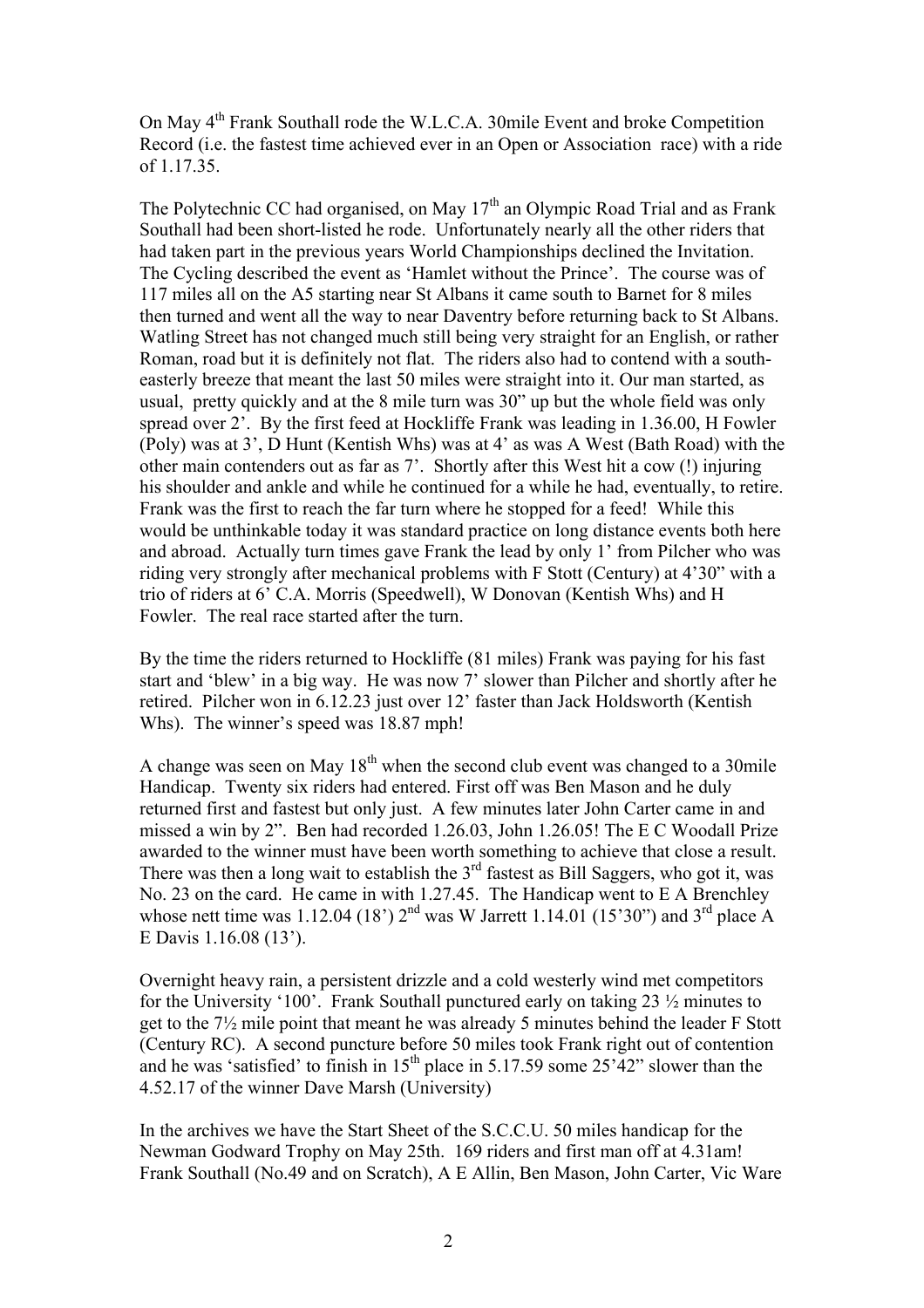On May 4th Frank Southall rode the W.L.C.A. 30mile Event and broke Competition Record (i.e. the fastest time achieved ever in an Open or Association race) with a ride of 1.17.35.

The Polytechnic CC had organised, on May 17th an Olympic Road Trial and as Frank Southall had been short-listed he rode. Unfortunately nearly all the other riders that had taken part in the previous years World Championships declined the Invitation. The Cycling described the event as 'Hamlet without the Prince'. The course was of 117 miles all on the A5 starting near St Albans it came south to Barnet for 8 miles then turned and went all the way to near Daventry before returning back to St Albans. Watling Street has not changed much still being very straight for an English, or rather Roman, road but it is definitely not flat. The riders also had to contend with a south-easterly breeze that meant the last 50 miles were straight into it. Our man started, as usual, pretty quickly and at the 8 mile turn was 30" up but the whole field was only spread over 2'. By the first feed at Hockliffe Frank was leading in 1.36.00, H Fowler (Poly) was at 3', D Hunt (Kentish Whs) was at 4' as was A West (Bath Road) with the other main contenders out as far as 7'. Shortly after this West hit a cow (!) injuring his shoulder and ankle and while he continued for a while he had, eventually, to retire. Frank was the first to reach the far turn where he stopped for a feed! While this would be unthinkable today it was standard practice on long distance events both here and abroad. Actually turn times gave Frank the lead by only 1' from Pilcher who was riding very strongly after mechanical problems with F Stott (Century) at 4'30" with a trio of riders at 6' C.A. Morris (Speedwell), W Donovan (Kentish Whs) and H Fowler. The real race started after the turn.

By the time the riders returned to Hockliffe (81 miles) Frank was paying for his fast start and 'blew' in a big way. He was now 7' slower than Pilcher and shortly after he retired. Pilcher won in 6.12.23 just over 12' faster than Jack Holdsworth (Kentish Whs). The winner's speed was 18.87 mph!

A change was seen on May 18th when the second club event was changed to a 30mile Handicap. Twenty six riders had entered. First off was Ben Mason and he duly returned first and fastest but only just. A few minutes later John Carter came in and missed a win by 2". Ben had recorded 1.26.03, John 1.26.05! The E C Woodall Prize awarded to the winner must have been worth something to achieve that close a result. There was then a long wait to establish the 3rd fastest as Bill Saggers, who got it, was No. 23 on the card. He came in with 1.27.45. The Handicap went to E A Brenchley whose nett time was 1.12.04 (18') 2nd was W Jarrett 1.14.01 (15'30") and 3rd place A E Davis 1.16.08 (13').

Overnight heavy rain, a persistent drizzle and a cold westerly wind met competitors for the University '100'. Frank Southall punctured early on taking 23 ½ minutes to get to the 7½ mile point that meant he was already 5 minutes behind the leader F Stott (Century RC). A second puncture before 50 miles took Frank right out of contention and he was 'satisfied' to finish in 15th place in 5.17.59 some 25'42" slower than the 4.52.17 of the winner Dave Marsh (University)

In the archives we have the Start Sheet of the S.C.C.U. 50 miles handicap for the Newman Godward Trophy on May 25th. 169 riders and first man off at 4.31am! Frank Southall (No.49 and on Scratch), A E Allin, Ben Mason, John Carter, Vic Ware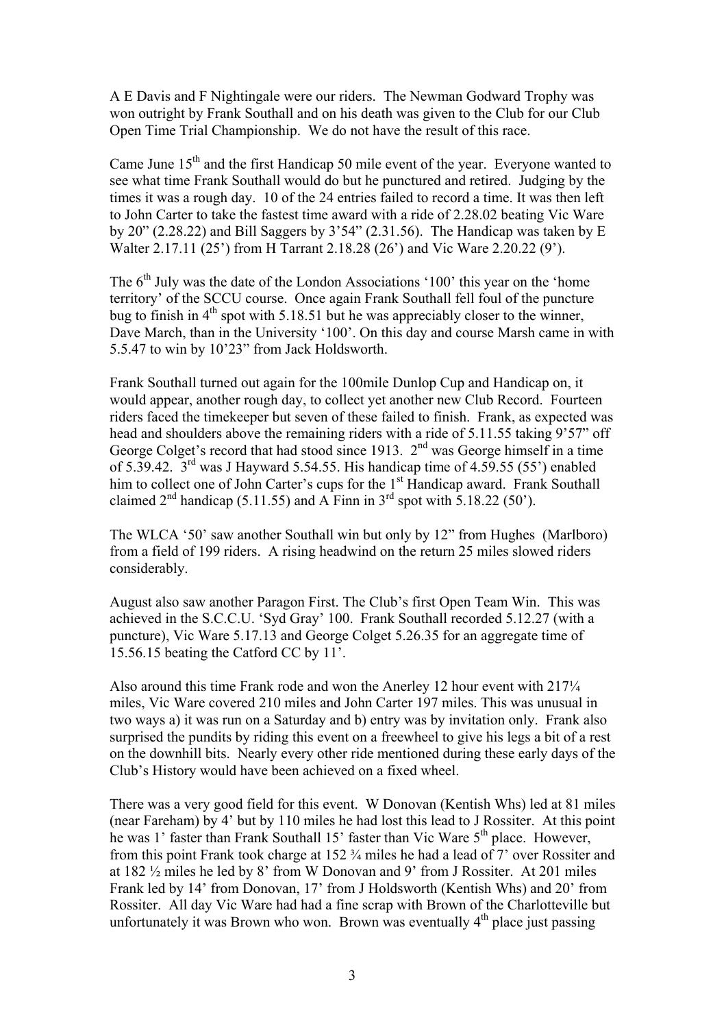A E Davis and F Nightingale were our riders. The Newman Godward Trophy was won outright by Frank Southall and on his death was given to the Club for our Club Open Time Trial Championship. We do not have the result of this race.

Came June 15th and the first Handicap 50 mile event of the year. Everyone wanted to see what time Frank Southall would do but he punctured and retired. Judging by the times it was a rough day. 10 of the 24 entries failed to record a time. It was then left to John Carter to take the fastest time award with a ride of 2.28.02 beating Vic Ware by 20" (2.28.22) and Bill Saggers by 3'54" (2.31.56). The Handicap was taken by E Walter 2.17.11 (25') from H Tarrant 2.18.28 (26') and Vic Ware 2.20.22 (9').

The 6th July was the date of the London Associations '100' this year on the 'home territory' of the SCCU course. Once again Frank Southall fell foul of the puncture bug to finish in 4th spot with 5.18.51 but he was appreciably closer to the winner, Dave March, than in the University '100'. On this day and course Marsh came in with 5.5.47 to win by 10'23" from Jack Holdsworth.

Frank Southall turned out again for the 100mile Dunlop Cup and Handicap on, it would appear, another rough day, to collect yet another new Club Record. Fourteen riders faced the timekeeper but seven of these failed to finish. Frank, as expected was head and shoulders above the remaining riders with a ride of 5.11.55 taking 9'57" off George Colget's record that had stood since 1913. 2nd was George himself in a time of 5.39.42. 3rd was J Hayward 5.54.55. His handicap time of 4.59.55 (55') enabled him to collect one of John Carter's cups for the 1st Handicap award. Frank Southall claimed 2nd handicap (5.11.55) and A Finn in 3rd spot with 5.18.22 (50').

The WLCA '50' saw another Southall win but only by 12" from Hughes (Marlboro) from a field of 199 riders. A rising headwind on the return 25 miles slowed riders considerably.

August also saw another Paragon First. The Club's first Open Team Win. This was achieved in the S.C.C.U. 'Syd Gray' 100. Frank Southall recorded 5.12.27 (with a puncture), Vic Ware 5.17.13 and George Colget 5.26.35 for an aggregate time of 15.56.15 beating the Catford CC by 11'.

Also around this time Frank rode and won the Anerley 12 hour event with 217¼ miles, Vic Ware covered 210 miles and John Carter 197 miles. This was unusual in two ways a) it was run on a Saturday and b) entry was by invitation only. Frank also surprised the pundits by riding this event on a freewheel to give his legs a bit of a rest on the downhill bits. Nearly every other ride mentioned during these early days of the Club's History would have been achieved on a fixed wheel.

There was a very good field for this event. W Donovan (Kentish Whs) led at 81 miles (near Fareham) by 4' but by 110 miles he had lost this lead to J Rossiter. At this point he was 1' faster than Frank Southall 15' faster than Vic Ware 5th place. However, from this point Frank took charge at 152 ¾ miles he had a lead of 7' over Rossiter and at 182 ½ miles he led by 8' from W Donovan and 9' from J Rossiter. At 201 miles Frank led by 14' from Donovan, 17' from J Holdsworth (Kentish Whs) and 20' from Rossiter. All day Vic Ware had had a fine scrap with Brown of the Charlotteville but unfortunately it was Brown who won. Brown was eventually 4th place just passing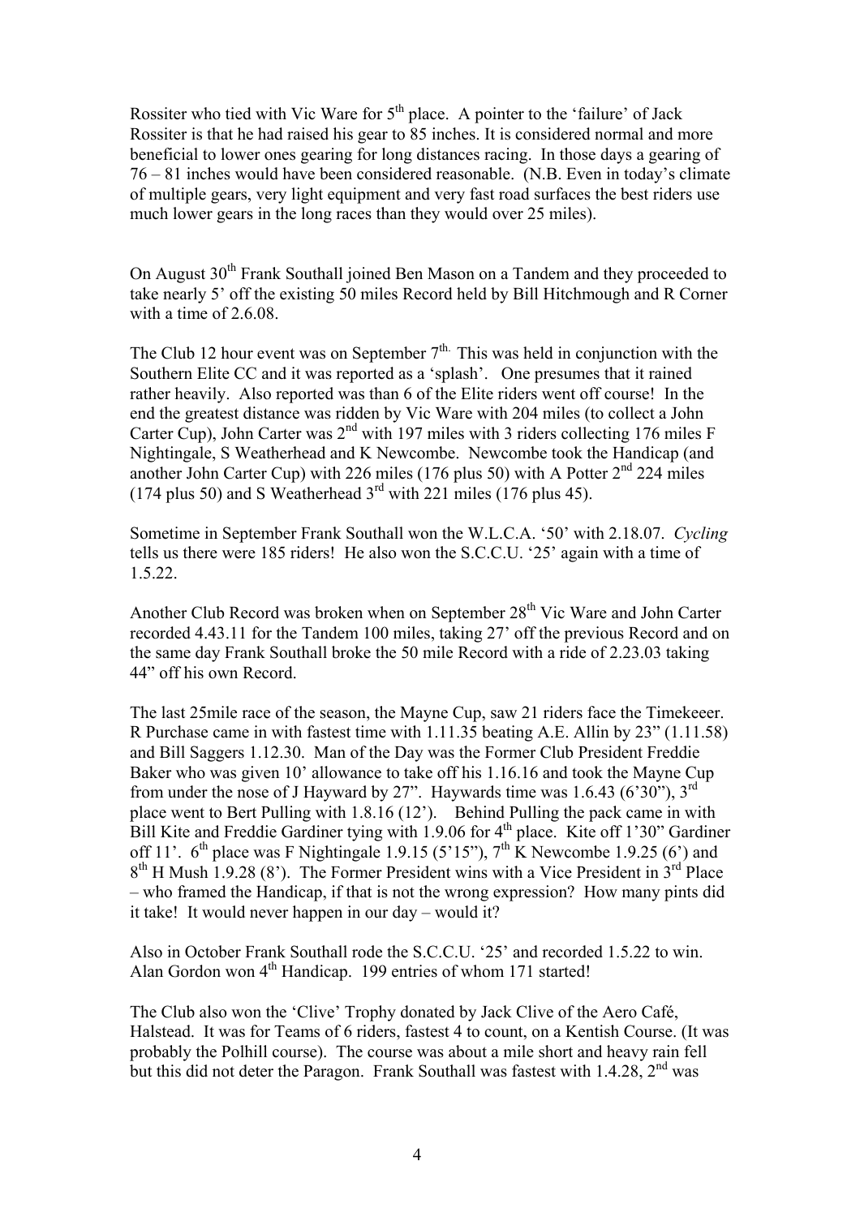Rossiter who tied with Vic Ware for 5th place. A pointer to the 'failure' of Jack Rossiter is that he had raised his gear to 85 inches. It is considered normal and more beneficial to lower ones gearing for long distances racing. In those days a gearing of 76 – 81 inches would have been considered reasonable. (N.B. Even in today's climate of multiple gears, very light equipment and very fast road surfaces the best riders use much lower gears in the long races than they would over 25 miles).

On August 30th Frank Southall joined Ben Mason on a Tandem and they proceeded to take nearly 5' off the existing 50 miles Record held by Bill Hitchmough and R Corner with a time of 2.6.08.

The Club 12 hour event was on September 7th. This was held in conjunction with the Southern Elite CC and it was reported as a 'splash'. One presumes that it rained rather heavily. Also reported was than 6 of the Elite riders went off course! In the end the greatest distance was ridden by Vic Ware with 204 miles (to collect a John Carter Cup), John Carter was 2nd with 197 miles with 3 riders collecting 176 miles F Nightingale, S Weatherhead and K Newcombe. Newcombe took the Handicap (and another John Carter Cup) with 226 miles (176 plus 50) with A Potter 2nd 224 miles (174 plus 50) and S Weatherhead 3rd with 221 miles (176 plus 45).

Sometime in September Frank Southall won the W.L.C.A. '50' with 2.18.07. *Cycling* tells us there were 185 riders! He also won the S.C.C.U. '25' again with a time of 1.5.22.

Another Club Record was broken when on September 28th Vic Ware and John Carter recorded 4.43.11 for the Tandem 100 miles, taking 27' off the previous Record and on the same day Frank Southall broke the 50 mile Record with a ride of 2.23.03 taking 44" off his own Record.

The last 25mile race of the season, the Mayne Cup, saw 21 riders face the Timekeeer. R Purchase came in with fastest time with 1.11.35 beating A.E. Allin by 23" (1.11.58) and Bill Saggers 1.12.30. Man of the Day was the Former Club President Freddie Baker who was given 10' allowance to take off his 1.16.16 and took the Mayne Cup from under the nose of J Hayward by 27". Haywards time was 1.6.43 (6'30"), 3rd place went to Bert Pulling with 1.8.16 (12'). Behind Pulling the pack came in with Bill Kite and Freddie Gardiner tying with 1.9.06 for 4th place. Kite off 1'30" Gardiner off 11'. 6th place was F Nightingale 1.9.15 (5'15"), 7th K Newcombe 1.9.25 (6') and 8th H Mush 1.9.28 (8'). The Former President wins with a Vice President in 3rd Place – who framed the Handicap, if that is not the wrong expression? How many pints did it take! It would never happen in our day – would it?

Also in October Frank Southall rode the S.C.C.U. '25' and recorded 1.5.22 to win. Alan Gordon won 4th Handicap. 199 entries of whom 171 started!

The Club also won the 'Clive' Trophy donated by Jack Clive of the Aero Café, Halstead. It was for Teams of 6 riders, fastest 4 to count, on a Kentish Course. (It was probably the Polhill course). The course was about a mile short and heavy rain fell but this did not deter the Paragon. Frank Southall was fastest with 1.4.28, 2nd was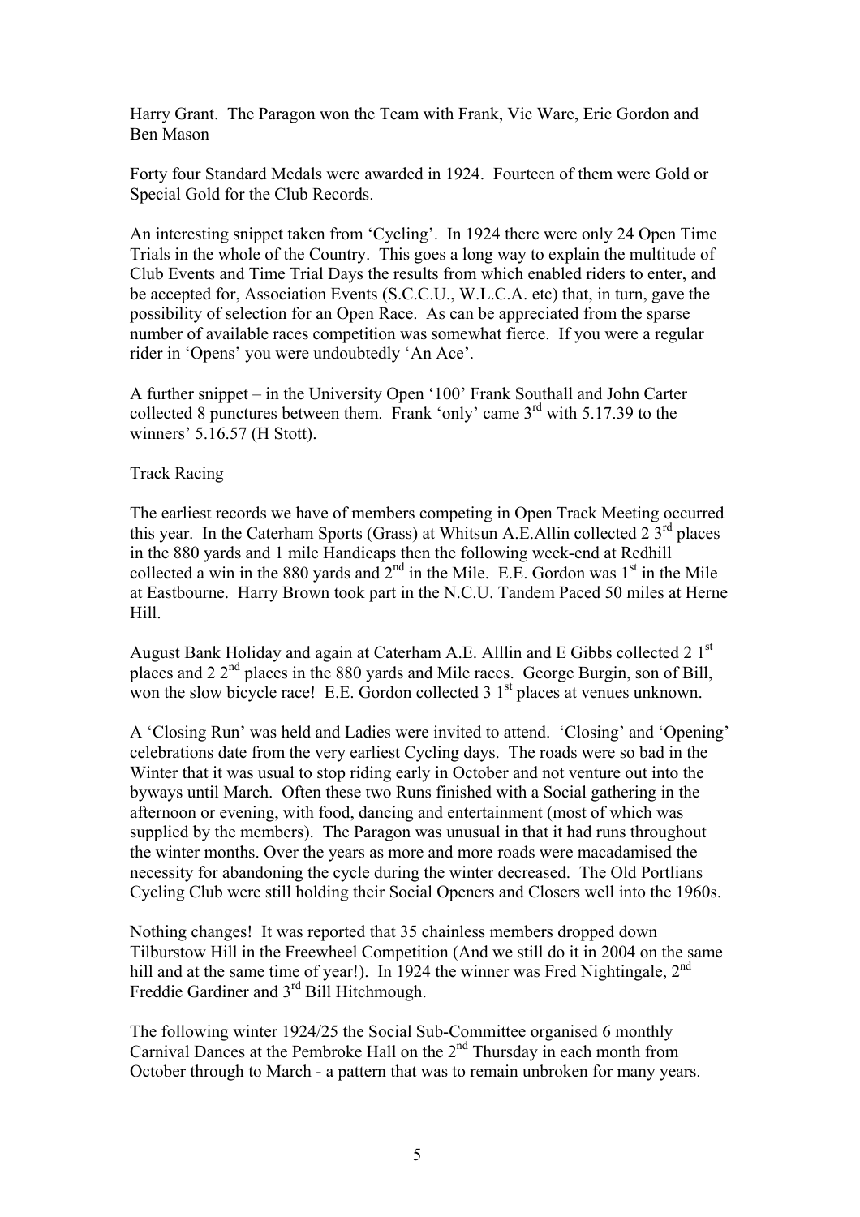Harry Grant. The Paragon won the Team with Frank, Vic Ware, Eric Gordon and Ben Mason

Forty four Standard Medals were awarded in 1924. Fourteen of them were Gold or Special Gold for the Club Records.

An interesting snippet taken from 'Cycling'. In 1924 there were only 24 Open Time Trials in the whole of the Country. This goes a long way to explain the multitude of Club Events and Time Trial Days the results from which enabled riders to enter, and be accepted for, Association Events (S.C.C.U., W.L.C.A. etc) that, in turn, gave the possibility of selection for an Open Race. As can be appreciated from the sparse number of available races competition was somewhat fierce. If you were a regular rider in 'Opens' you were undoubtedly 'An Ace'.

A further snippet – in the University Open '100' Frank Southall and John Carter collected 8 punctures between them. Frank 'only' came 3rd with 5.17.39 to the winners' 5.16.57 (H Stott).

Track Racing

The earliest records we have of members competing in Open Track Meeting occurred this year. In the Caterham Sports (Grass) at Whitsun A.E.Allin collected 2 3rd places in the 880 yards and 1 mile Handicaps then the following week-end at Redhill collected a win in the 880 yards and 2nd in the Mile. E.E. Gordon was 1st in the Mile at Eastbourne. Harry Brown took part in the N.C.U. Tandem Paced 50 miles at Herne Hill.

August Bank Holiday and again at Caterham A.E. Alllin and E Gibbs collected 2 1st places and 2 2nd places in the 880 yards and Mile races. George Burgin, son of Bill, won the slow bicycle race! E.E. Gordon collected 3 1st places at venues unknown.

A 'Closing Run' was held and Ladies were invited to attend. 'Closing' and 'Opening' celebrations date from the very earliest Cycling days. The roads were so bad in the Winter that it was usual to stop riding early in October and not venture out into the byways until March. Often these two Runs finished with a Social gathering in the afternoon or evening, with food, dancing and entertainment (most of which was supplied by the members). The Paragon was unusual in that it had runs throughout the winter months. Over the years as more and more roads were macadamised the necessity for abandoning the cycle during the winter decreased. The Old Portlians Cycling Club were still holding their Social Openers and Closers well into the 1960s.

Nothing changes! It was reported that 35 chainless members dropped down Tilburstow Hill in the Freewheel Competition (And we still do it in 2004 on the same hill and at the same time of year!). In 1924 the winner was Fred Nightingale, 2nd Freddie Gardiner and 3rd Bill Hitchmough.

The following winter 1924/25 the Social Sub-Committee organised 6 monthly Carnival Dances at the Pembroke Hall on the 2nd Thursday in each month from October through to March - a pattern that was to remain unbroken for many years.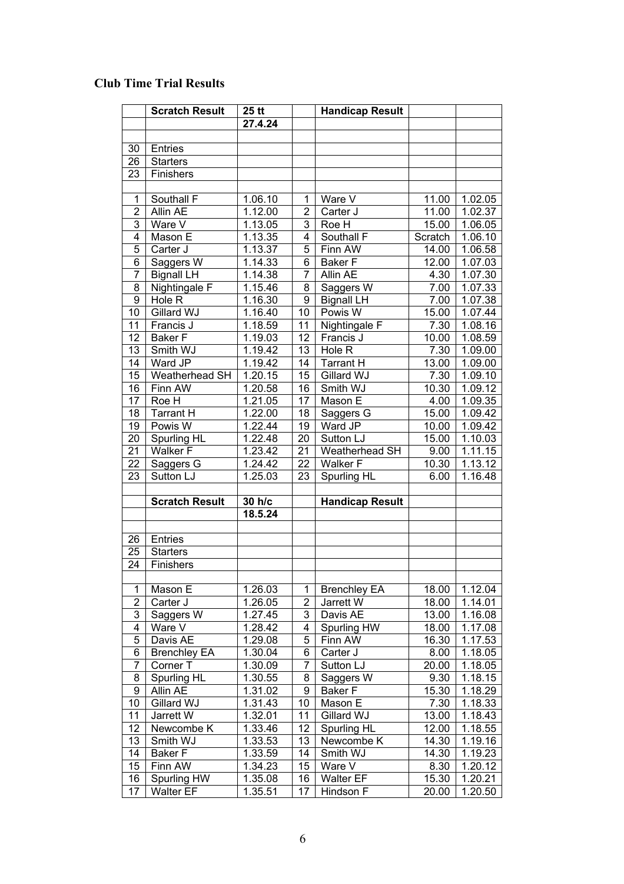**Club Time Trial Results**

| | Scratch Result | 25 tt | | Handicap Result | | |
|---|---|---|---|---|---|---|
| | | 27.4.24 | | | | |
| | | | | | | |
| 30 | Entries | | | | | |
| 26 | Starters | | | | | |
| 23 | Finishers | | | | | |
| | | | | | | |
| 1 | Southall F | 1.06.10 | 1 | Ware V | 11.00 | 1.02.05 |
| 2 | Allin AE | 1.12.00 | 2 | Carter J | 11.00 | 1.02.37 |
| 3 | Ware V | 1.13.05 | 3 | Roe H | 15.00 | 1.06.05 |
| 4 | Mason E | 1.13.35 | 4 | Southall F | Scratch | 1.06.10 |
| 5 | Carter J | 1.13.37 | 5 | Finn AW | 14.00 | 1.06.58 |
| 6 | Saggers W | 1.14.33 | 6 | Baker F | 12.00 | 1.07.03 |
| 7 | Bignall LH | 1.14.38 | 7 | Allin AE | 4.30 | 1.07.30 |
| 8 | Nightingale F | 1.15.46 | 8 | Saggers W | 7.00 | 1.07.33 |
| 9 | Hole R | 1.16.30 | 9 | Bignall LH | 7.00 | 1.07.38 |
| 10 | Gillard WJ | 1.16.40 | 10 | Powis W | 15.00 | 1.07.44 |
| 11 | Francis J | 1.18.59 | 11 | Nightingale F | 7.30 | 1.08.16 |
| 12 | Baker F | 1.19.03 | 12 | Francis J | 10.00 | 1.08.59 |
| 13 | Smith WJ | 1.19.42 | 13 | Hole R | 7.30 | 1.09.00 |
| 14 | Ward JP | 1.19.42 | 14 | Tarrant H | 13.00 | 1.09.00 |
| 15 | Weatherhead SH | 1.20.15 | 15 | Gillard WJ | 7.30 | 1.09.10 |
| 16 | Finn AW | 1.20.58 | 16 | Smith WJ | 10.30 | 1.09.12 |
| 17 | Roe H | 1.21.05 | 17 | Mason E | 4.00 | 1.09.35 |
| 18 | Tarrant H | 1.22.00 | 18 | Saggers G | 15.00 | 1.09.42 |
| 19 | Powis W | 1.22.44 | 19 | Ward JP | 10.00 | 1.09.42 |
| 20 | Spurling HL | 1.22.48 | 20 | Sutton LJ | 15.00 | 1.10.03 |
| 21 | Walker F | 1.23.42 | 21 | Weatherhead SH | 9.00 | 1.11.15 |
| 22 | Saggers G | 1.24.42 | 22 | Walker F | 10.30 | 1.13.12 |
| 23 | Sutton LJ | 1.25.03 | 23 | Spurling HL | 6.00 | 1.16.48 |
| | | | | | | |
| | **Scratch Result** | **30 h/c** | | **Handicap Result** | | |
| | | **18.5.24** | | | | |
| | | | | | | |
| 26 | Entries | | | | | |
| 25 | Starters | | | | | |
| 24 | Finishers | | | | | |
| | | | | | | |
| 1 | Mason E | 1.26.03 | 1 | Brenchley EA | 18.00 | 1.12.04 |
| 2 | Carter J | 1.26.05 | 2 | Jarrett W | 18.00 | 1.14.01 |
| 3 | Saggers W | 1.27.45 | 3 | Davis AE | 13.00 | 1.16.08 |
| 4 | Ware V | 1.28.42 | 4 | Spurling HW | 18.00 | 1.17.08 |
| 5 | Davis AE | 1.29.08 | 5 | Finn AW | 16.30 | 1.17.53 |
| 6 | Brenchley EA | 1.30.04 | 6 | Carter J | 8.00 | 1.18.05 |
| 7 | Corner T | 1.30.09 | 7 | Sutton LJ | 20.00 | 1.18.05 |
| 8 | Spurling HL | 1.30.55 | 8 | Saggers W | 9.30 | 1.18.15 |
| 9 | Allin AE | 1.31.02 | 9 | Baker F | 15.30 | 1.18.29 |
| 10 | Gillard WJ | 1.31.43 | 10 | Mason E | 7.30 | 1.18.33 |
| 11 | Jarrett W | 1.32.01 | 11 | Gillard WJ | 13.00 | 1.18.43 |
| 12 | Newcombe K | 1.33.46 | 12 | Spurling HL | 12.00 | 1.18.55 |
| 13 | Smith WJ | 1.33.53 | 13 | Newcombe K | 14.30 | 1.19.16 |
| 14 | Baker F | 1.33.59 | 14 | Smith WJ | 14.30 | 1.19.23 |
| 15 | Finn AW | 1.34.23 | 15 | Ware V | 8.30 | 1.20.12 |
| 16 | Spurling HW | 1.35.08 | 16 | Walter EF | 15.30 | 1.20.21 |
| 17 | Walter EF | 1.35.51 | 17 | Hindson F | 20.00 | 1.20.50 |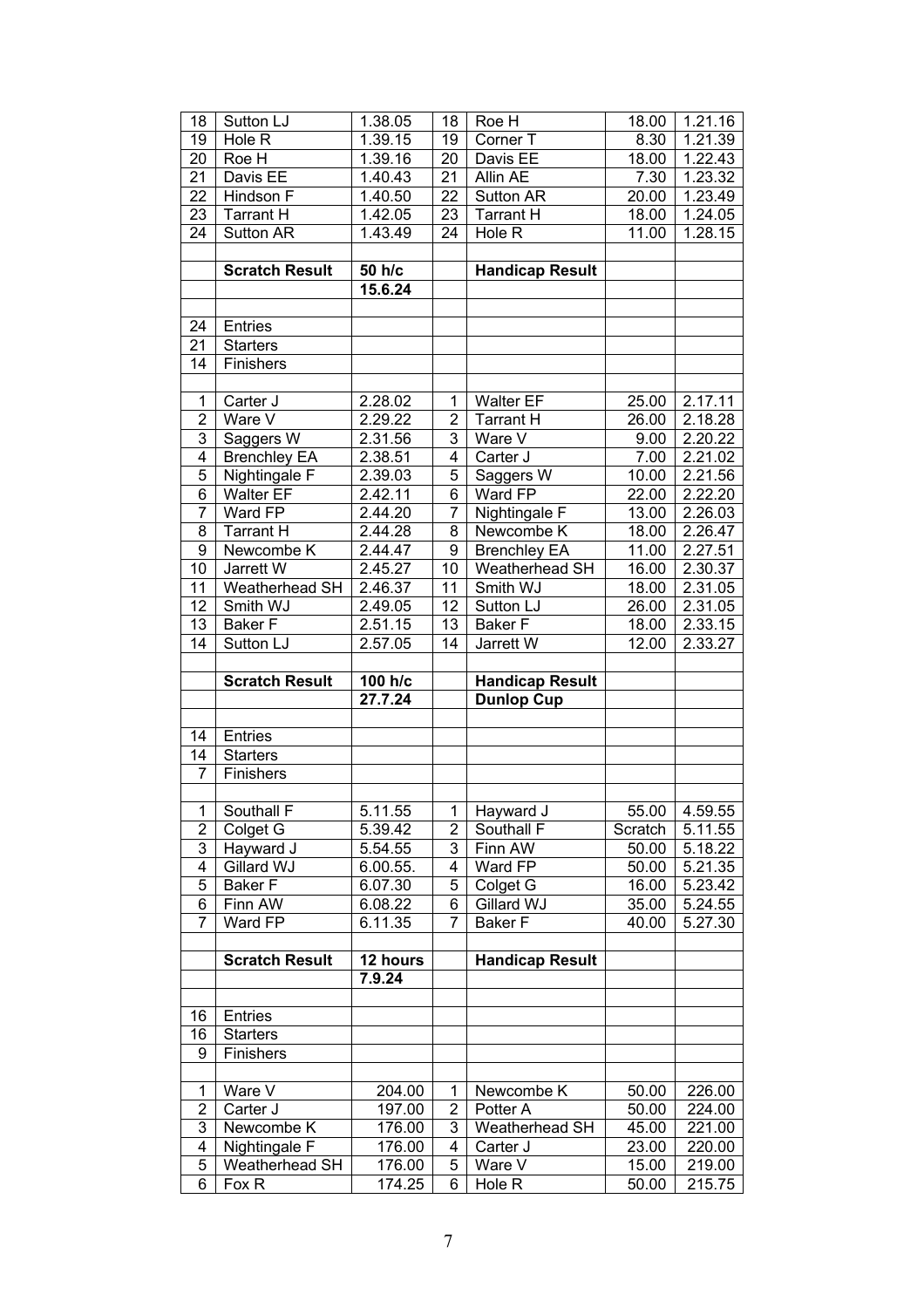| | | | | | | |
|---|---|---|---|---|---|---|
| 18 | Sutton LJ | 1.38.05 | 18 | Roe H | 18.00 | 1.21.16 |
| 19 | Hole R | 1.39.15 | 19 | Corner T | 8.30 | 1.21.39 |
| 20 | Roe H | 1.39.16 | 20 | Davis EE | 18.00 | 1.22.43 |
| 21 | Davis EE | 1.40.43 | 21 | Allin AE | 7.30 | 1.23.32 |
| 22 | Hindson F | 1.40.50 | 22 | Sutton AR | 20.00 | 1.23.49 |
| 23 | Tarrant H | 1.42.05 | 23 | Tarrant H | 18.00 | 1.24.05 |
| 24 | Sutton AR | 1.43.49 | 24 | Hole R | 11.00 | 1.28.15 |
| | | | | | | |
| | **Scratch Result** | **50 h/c** | | **Handicap Result** | | |
| | | **15.6.24** | | | | |
| | | | | | | |
| 24 | Entries | | | | | |
| 21 | Starters | | | | | |
| 14 | Finishers | | | | | |
| | | | | | | |
| 1 | Carter J | 2.28.02 | 1 | Walter EF | 25.00 | 2.17.11 |
| 2 | Ware V | 2.29.22 | 2 | Tarrant H | 26.00 | 2.18.28 |
| 3 | Saggers W | 2.31.56 | 3 | Ware V | 9.00 | 2.20.22 |
| 4 | Brenchley EA | 2.38.51 | 4 | Carter J | 7.00 | 2.21.02 |
| 5 | Nightingale F | 2.39.03 | 5 | Saggers W | 10.00 | 2.21.56 |
| 6 | Walter EF | 2.42.11 | 6 | Ward FP | 22.00 | 2.22.20 |
| 7 | Ward FP | 2.44.20 | 7 | Nightingale F | 13.00 | 2.26.03 |
| 8 | Tarrant H | 2.44.28 | 8 | Newcombe K | 18.00 | 2.26.47 |
| 9 | Newcombe K | 2.44.47 | 9 | Brenchley EA | 11.00 | 2.27.51 |
| 10 | Jarrett W | 2.45.27 | 10 | Weatherhead SH | 16.00 | 2.30.37 |
| 11 | Weatherhead SH | 2.46.37 | 11 | Smith WJ | 18.00 | 2.31.05 |
| 12 | Smith WJ | 2.49.05 | 12 | Sutton LJ | 26.00 | 2.31.05 |
| 13 | Baker F | 2.51.15 | 13 | Baker F | 18.00 | 2.33.15 |
| 14 | Sutton LJ | 2.57.05 | 14 | Jarrett W | 12.00 | 2.33.27 |
| | | | | | | |
| | **Scratch Result** | **100 h/c** | | **Handicap Result** | | |
| | | **27.7.24** | | **Dunlop Cup** | | |
| | | | | | | |
| 14 | Entries | | | | | |
| 14 | Starters | | | | | |
| 7 | Finishers | | | | | |
| | | | | | | |
| 1 | Southall F | 5.11.55 | 1 | Hayward J | 55.00 | 4.59.55 |
| 2 | Colget G | 5.39.42 | 2 | Southall F | Scratch | 5.11.55 |
| 3 | Hayward J | 5.54.55 | 3 | Finn AW | 50.00 | 5.18.22 |
| 4 | Gillard WJ | 6.00.55. | 4 | Ward FP | 50.00 | 5.21.35 |
| 5 | Baker F | 6.07.30 | 5 | Colget G | 16.00 | 5.23.42 |
| 6 | Finn AW | 6.08.22 | 6 | Gillard WJ | 35.00 | 5.24.55 |
| 7 | Ward FP | 6.11.35 | 7 | Baker F | 40.00 | 5.27.30 |
| | | | | | | |
| | **Scratch Result** | **12 hours** | | **Handicap Result** | | |
| | | **7.9.24** | | | | |
| | | | | | | |
| 16 | Entries | | | | | |
| 16 | Starters | | | | | |
| 9 | Finishers | | | | | |
| | | | | | | |
| 1 | Ware V | 204.00 | 1 | Newcombe K | 50.00 | 226.00 |
| 2 | Carter J | 197.00 | 2 | Potter A | 50.00 | 224.00 |
| 3 | Newcombe K | 176.00 | 3 | Weatherhead SH | 45.00 | 221.00 |
| 4 | Nightingale F | 176.00 | 4 | Carter J | 23.00 | 220.00 |
| 5 | Weatherhead SH | 176.00 | 5 | Ware V | 15.00 | 219.00 |
| 6 | Fox R | 174.25 | 6 | Hole R | 50.00 | 215.75 |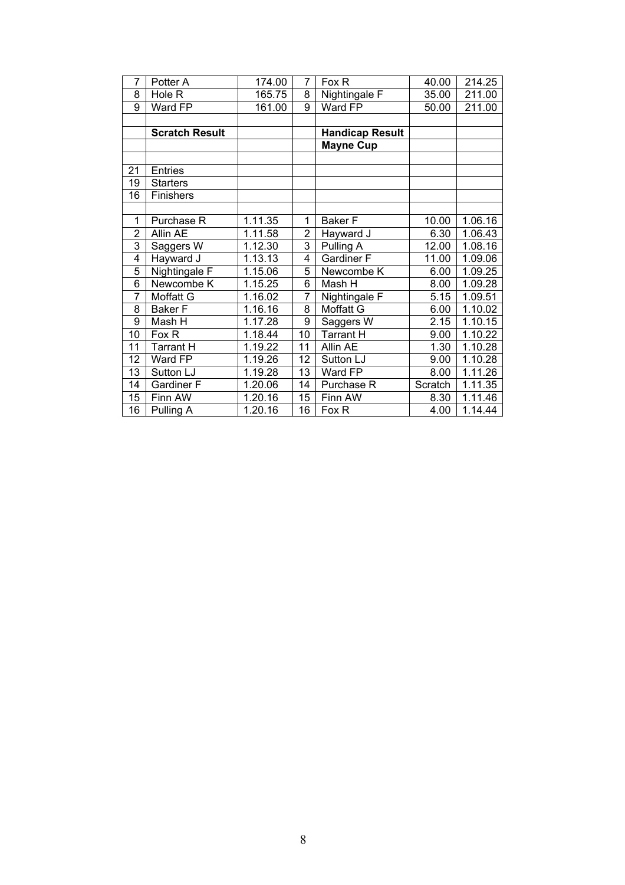| | | | | | | |
|---|---|---|---|---|---|---|
| 7 | Potter A | 174.00 | 7 | Fox R | 40.00 | 214.25 |
| 8 | Hole R | 165.75 | 8 | Nightingale F | 35.00 | 211.00 |
| 9 | Ward FP | 161.00 | 9 | Ward FP | 50.00 | 211.00 |
| | | | | | | |
| | **Scratch Result** | | | **Handicap Result** | | |
| | | | | **Mayne Cup** | | |
| | | | | | | |
| 21 | Entries | | | | | |
| 19 | Starters | | | | | |
| 16 | Finishers | | | | | |
| | | | | | | |
| 1 | Purchase R | 1.11.35 | 1 | Baker F | 10.00 | 1.06.16 |
| 2 | Allin AE | 1.11.58 | 2 | Hayward J | 6.30 | 1.06.43 |
| 3 | Saggers W | 1.12.30 | 3 | Pulling A | 12.00 | 1.08.16 |
| 4 | Hayward J | 1.13.13 | 4 | Gardiner F | 11.00 | 1.09.06 |
| 5 | Nightingale F | 1.15.06 | 5 | Newcombe K | 6.00 | 1.09.25 |
| 6 | Newcombe K | 1.15.25 | 6 | Mash H | 8.00 | 1.09.28 |
| 7 | Moffatt G | 1.16.02 | 7 | Nightingale F | 5.15 | 1.09.51 |
| 8 | Baker F | 1.16.16 | 8 | Moffatt G | 6.00 | 1.10.02 |
| 9 | Mash H | 1.17.28 | 9 | Saggers W | 2.15 | 1.10.15 |
| 10 | Fox R | 1.18.44 | 10 | Tarrant H | 9.00 | 1.10.22 |
| 11 | Tarrant H | 1.19.22 | 11 | Allin AE | 1.30 | 1.10.28 |
| 12 | Ward FP | 1.19.26 | 12 | Sutton LJ | 9.00 | 1.10.28 |
| 13 | Sutton LJ | 1.19.28 | 13 | Ward FP | 8.00 | 1.11.26 |
| 14 | Gardiner F | 1.20.06 | 14 | Purchase R | Scratch | 1.11.35 |
| 15 | Finn AW | 1.20.16 | 15 | Finn AW | 8.30 | 1.11.46 |
| 16 | Pulling A | 1.20.16 | 16 | Fox R | 4.00 | 1.14.44 |